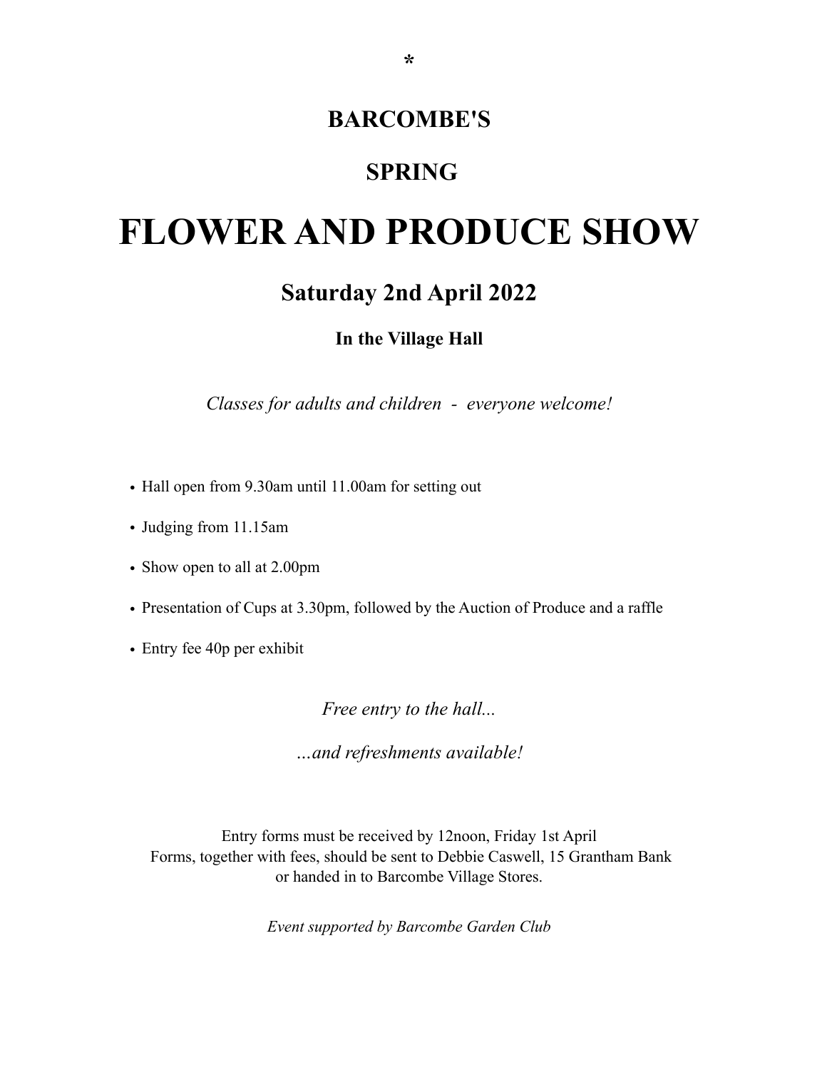*

**BARCOMBE'S**

**SPRING**

# FLOWER AND PRODUCE SHOW

## Saturday 2nd April 2022

**In the Village Hall**

*Classes for adults and children  -  everyone welcome!*

- Hall open from 9.30am until 11.00am for setting out
- Judging from 11.15am
- Show open to all at 2.00pm
- Presentation of Cups at 3.30pm, followed by the Auction of Produce and a raffle
- Entry fee 40p per exhibit

*Free entry to the hall...*

*…and refreshments available!*

Entry forms must be received by 12noon, Friday 1st April
Forms, together with fees, should be sent to Debbie Caswell, 15 Grantham Bank
or handed in to Barcombe Village Stores.

*Event supported by Barcombe Garden Club*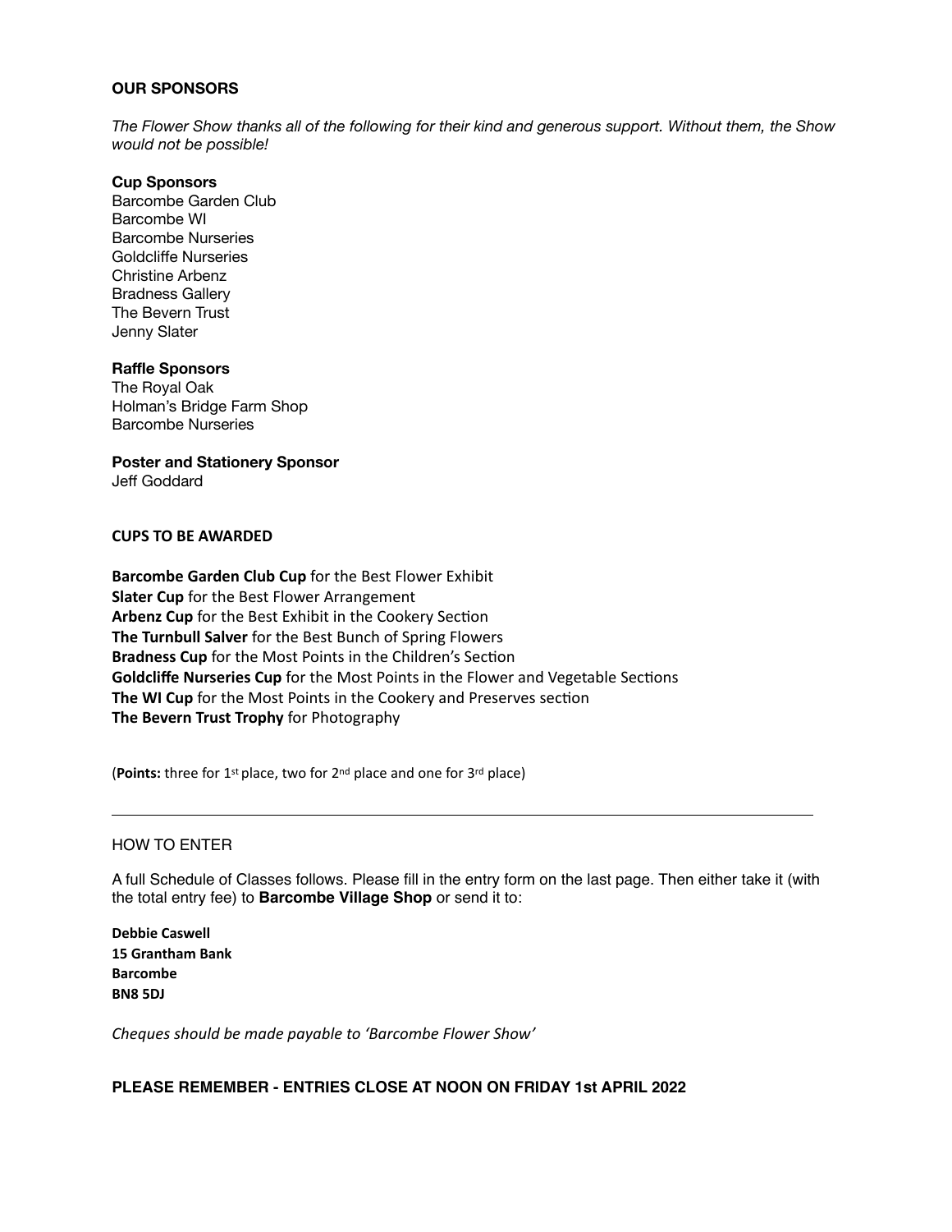## OUR SPONSORS

*The Flower Show thanks all of the following for their kind and generous support. Without them, the Show would not be possible!*

**Cup Sponsors**
Barcombe Garden Club
Barcombe WI
Barcombe Nurseries
Goldcliffe Nurseries
Christine Arbenz
Bradness Gallery
The Bevern Trust
Jenny Slater

**Raffle Sponsors**
The Royal Oak
Holman's Bridge Farm Shop
Barcombe Nurseries

**Poster and Stationery Sponsor**
Jeff Goddard

## CUPS TO BE AWARDED

**Barcombe Garden Club Cup** for the Best Flower Exhibit
**Slater Cup** for the Best Flower Arrangement
**Arbenz Cup** for the Best Exhibit in the Cookery Section
**The Turnbull Salver** for the Best Bunch of Spring Flowers
**Bradness Cup** for the Most Points in the Children's Section
**Goldcliffe Nurseries Cup** for the Most Points in the Flower and Vegetable Sections
**The WI Cup** for the Most Points in the Cookery and Preserves section
**The Bevern Trust Trophy** for Photography

(**Points:** three for 1st place, two for 2nd place and one for 3rd place)

---

HOW TO ENTER

A full Schedule of Classes follows. Please fill in the entry form on the last page. Then either take it (with the total entry fee) to **Barcombe Village Shop** or send it to:

**Debbie Caswell**
**15 Grantham Bank**
**Barcombe**
**BN8 5DJ**

*Cheques should be made payable to 'Barcombe Flower Show'*

**PLEASE REMEMBER - ENTRIES CLOSE AT NOON ON FRIDAY 1st APRIL 2022**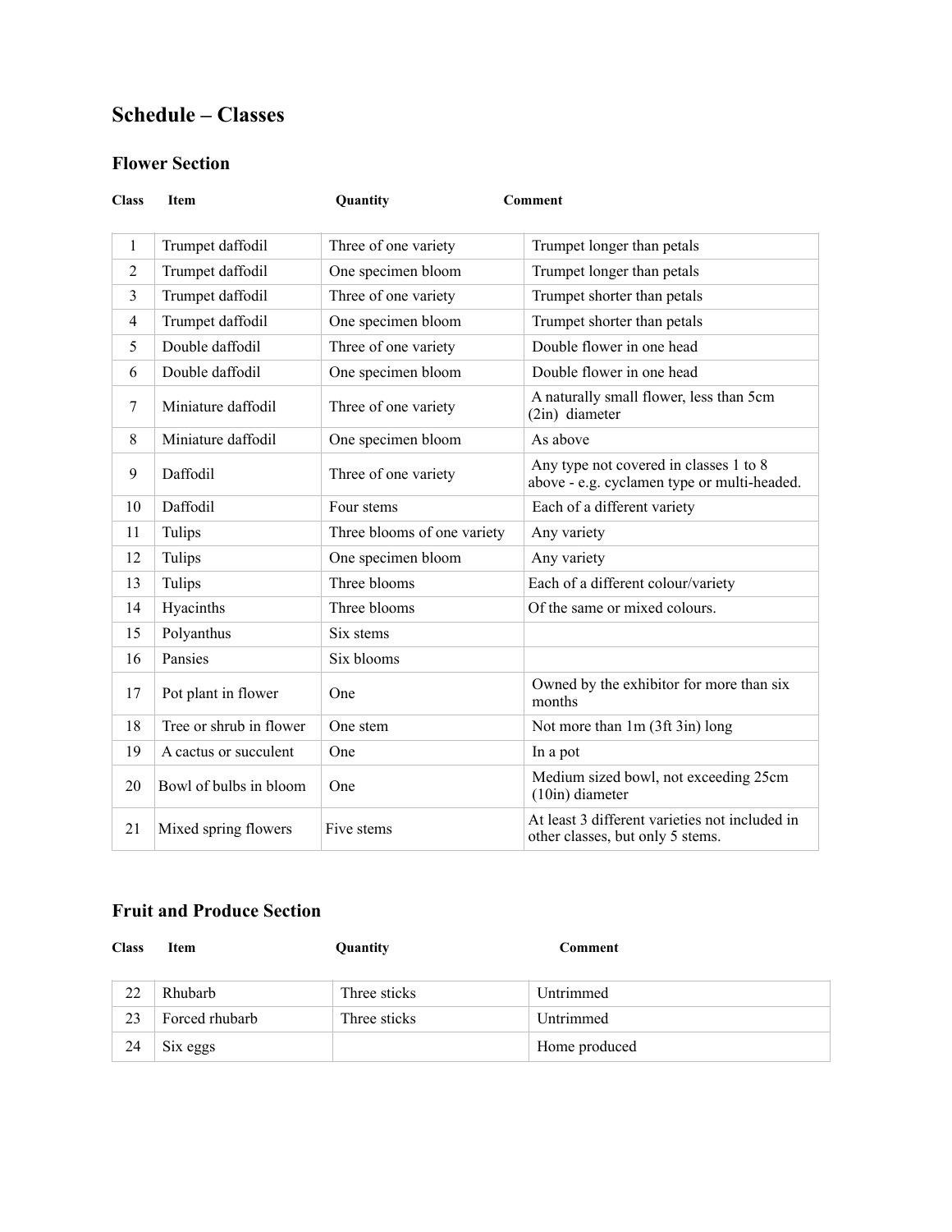## Schedule – Classes

### Flower Section

| Class | Item | Quantity | Comment |
|---|---|---|---|
| 1 | Trumpet daffodil | Three of one variety | Trumpet longer than petals |
| 2 | Trumpet daffodil | One specimen bloom | Trumpet longer than petals |
| 3 | Trumpet daffodil | Three of one variety | Trumpet shorter than petals |
| 4 | Trumpet daffodil | One specimen bloom | Trumpet shorter than petals |
| 5 | Double daffodil | Three of one variety | Double flower in one head |
| 6 | Double daffodil | One specimen bloom | Double flower in one head |
| 7 | Miniature daffodil | Three of one variety | A naturally small flower, less than 5cm (2in) diameter |
| 8 | Miniature daffodil | One specimen bloom | As above |
| 9 | Daffodil | Three of one variety | Any type not covered in classes 1 to 8 above - e.g. cyclamen type or multi-headed. |
| 10 | Daffodil | Four stems | Each of a different variety |
| 11 | Tulips | Three blooms of one variety | Any variety |
| 12 | Tulips | One specimen bloom | Any variety |
| 13 | Tulips | Three blooms | Each of a different colour/variety |
| 14 | Hyacinths | Three blooms | Of the same or mixed colours. |
| 15 | Polyanthus | Six stems | |
| 16 | Pansies | Six blooms | |
| 17 | Pot plant in flower | One | Owned by the exhibitor for more than six months |
| 18 | Tree or shrub in flower | One stem | Not more than 1m (3ft 3in) long |
| 19 | A cactus or succulent | One | In a pot |
| 20 | Bowl of bulbs in bloom | One | Medium sized bowl, not exceeding 25cm (10in) diameter |
| 21 | Mixed spring flowers | Five stems | At least 3 different varieties not included in other classes, but only 5 stems. |

### Fruit and Produce Section

| Class | Item | Quantity | Comment |
|---|---|---|---|
| 22 | Rhubarb | Three sticks | Untrimmed |
| 23 | Forced rhubarb | Three sticks | Untrimmed |
| 24 | Six eggs | | Home produced |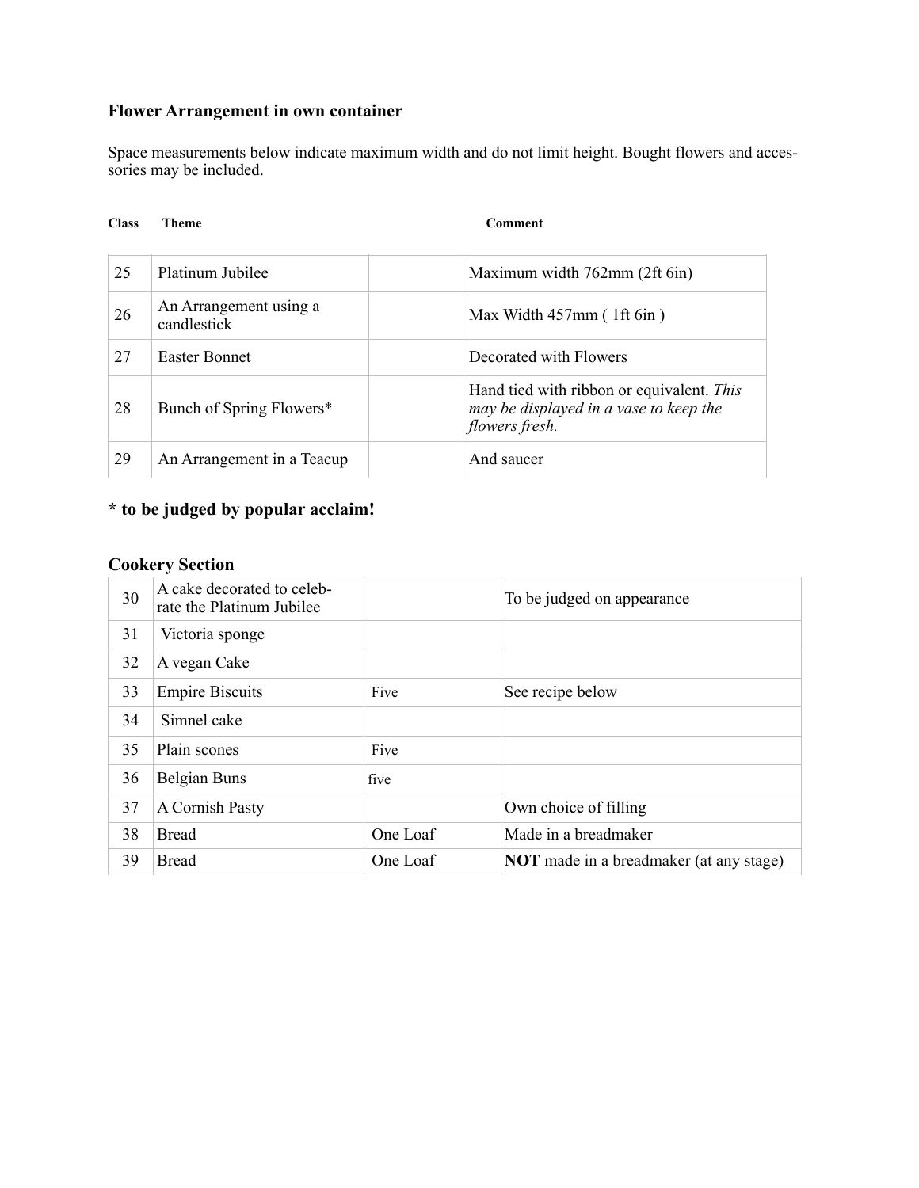### Flower Arrangement in own container

Space measurements below indicate maximum width and do not limit height. Bought flowers and accessories may be included.

| Class | Theme | | Comment |
|---|---|---|---|
| 25 | Platinum Jubilee | | Maximum width 762mm (2ft 6in) |
| 26 | An Arrangement using a candlestick | | Max Width 457mm ( 1ft 6in ) |
| 27 | Easter Bonnet | | Decorated with Flowers |
| 28 | Bunch of Spring Flowers* | | Hand tied with ribbon or equivalent. *This may be displayed in a vase to keep the flowers fresh.* |
| 29 | An Arrangement in a Teacup | | And saucer |

### * to be judged by popular acclaim!

### Cookery Section

| | | | |
|---|---|---|---|
| 30 | A cake decorated to celebrate the Platinum Jubilee | | To be judged on appearance |
| 31 | Victoria sponge | | |
| 32 | A vegan Cake | | |
| 33 | Empire Biscuits | Five | See recipe below |
| 34 | Simnel cake | | |
| 35 | Plain scones | Five | |
| 36 | Belgian Buns | five | |
| 37 | A Cornish Pasty | | Own choice of filling |
| 38 | Bread | One Loaf | Made in a breadmaker |
| 39 | Bread | One Loaf | **NOT** made in a breadmaker (at any stage) |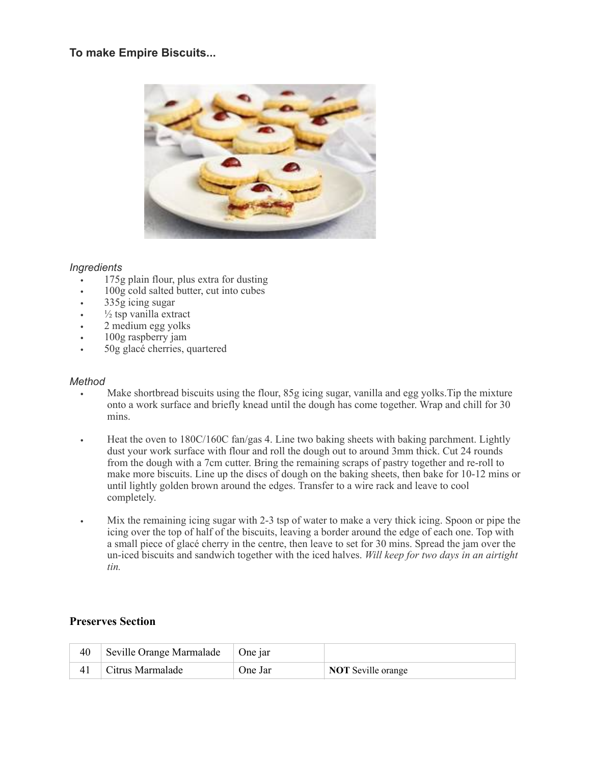### To make Empire Biscuits...

*Ingredients*

- 175g plain flour, plus extra for dusting
- 100g cold salted butter, cut into cubes
- 335g icing sugar
- ½ tsp vanilla extract
- 2 medium egg yolks
- 100g raspberry jam
- 50g glacé cherries, quartered

*Method*

- Make shortbread biscuits using the flour, 85g icing sugar, vanilla and egg yolks.Tip the mixture onto a work surface and briefly knead until the dough has come together. Wrap and chill for 30 mins.
- Heat the oven to 180C/160C fan/gas 4. Line two baking sheets with baking parchment. Lightly dust your work surface with flour and roll the dough out to around 3mm thick. Cut 24 rounds from the dough with a 7cm cutter. Bring the remaining scraps of pastry together and re-roll to make more biscuits. Line up the discs of dough on the baking sheets, then bake for 10-12 mins or until lightly golden brown around the edges. Transfer to a wire rack and leave to cool completely.
- Mix the remaining icing sugar with 2-3 tsp of water to make a very thick icing. Spoon or pipe the icing over the top of half of the biscuits, leaving a border around the edge of each one. Top with a small piece of glacé cherry in the centre, then leave to set for 30 mins. Spread the jam over the un-iced biscuits and sandwich together with the iced halves. *Will keep for two days in an airtight tin.*

### Preserves Section

| | | | |
|---|---|---|---|
| 40 | Seville Orange Marmalade | One jar | |
| 41 | Citrus Marmalade | One Jar | **NOT** Seville orange |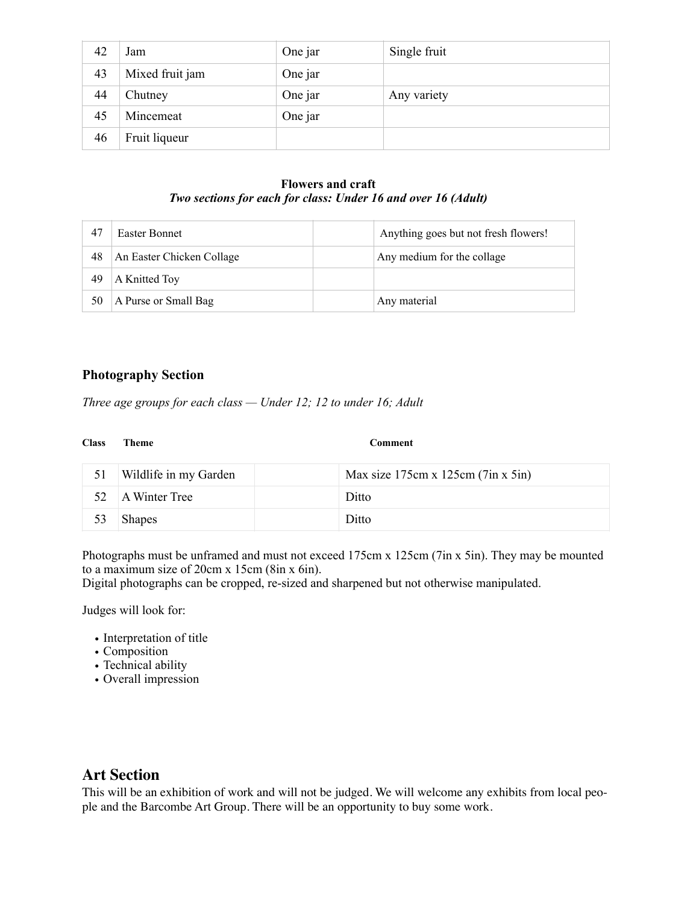| 42 | Jam | One jar | Single fruit |
|---|---|---|---|
| 43 | Mixed fruit jam | One jar | |
| 44 | Chutney | One jar | Any variety |
| 45 | Mincemeat | One jar | |
| 46 | Fruit liqueur | | |

**Flowers and craft**

***Two sections for each for class: Under 16 and over 16 (Adult)***

| 47 | Easter Bonnet | | Anything goes but not fresh flowers! |
|---|---|---|---|
| 48 | An Easter Chicken Collage | | Any medium for the collage |
| 49 | A Knitted Toy | | |
| 50 | A Purse or Small Bag | | Any material |

### Photography Section

*Three age groups for each class — Under 12; 12 to under 16; Adult*

| Class | Theme | | Comment |
|---|---|---|---|
| 51 | Wildlife in my Garden | | Max size 175cm x 125cm (7in x 5in) |
| 52 | A Winter Tree | | Ditto |
| 53 | Shapes | | Ditto |

Photographs must be unframed and must not exceed 175cm x 125cm (7in x 5in). They may be mounted to a maximum size of 20cm x 15cm (8in x 6in).
Digital photographs can be cropped, re-sized and sharpened but not otherwise manipulated.

Judges will look for:

- Interpretation of title
- Composition
- Technical ability
- Overall impression

## Art Section

This will be an exhibition of work and will not be judged. We will welcome any exhibits from local people and the Barcombe Art Group. There will be an opportunity to buy some work.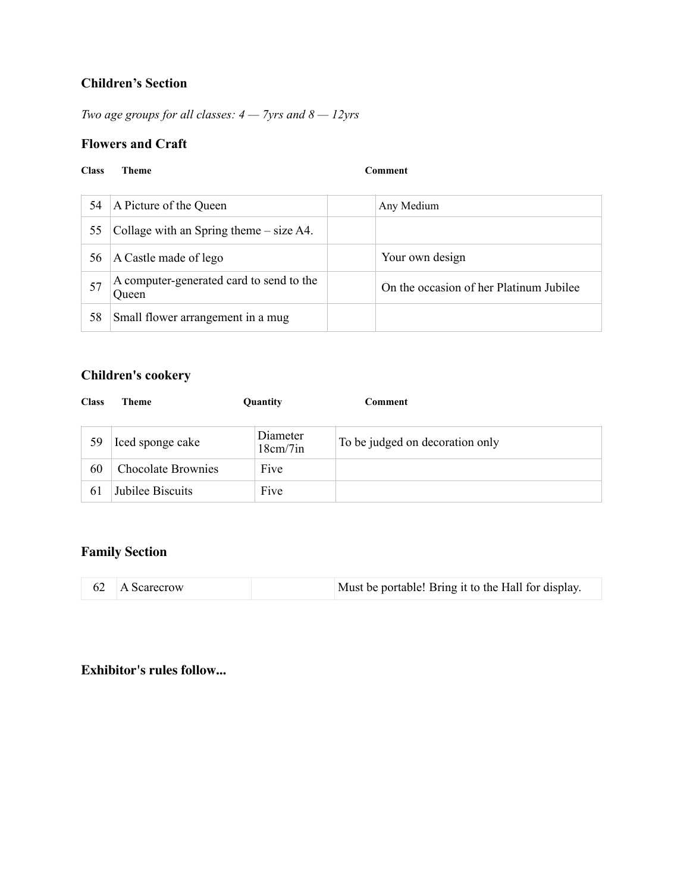## Children's Section

*Two age groups for all classes: 4 — 7yrs and 8 — 12yrs*

### Flowers and Craft

| Class | Theme | | Comment |
|---|---|---|---|
| 54 | A Picture of the Queen | | Any Medium |
| 55 | Collage with an Spring theme – size A4. | | |
| 56 | A Castle made of lego | | Your own design |
| 57 | A computer-generated card to send to the Queen | | On the occasion of her Platinum Jubilee |
| 58 | Small flower arrangement in a mug | | |

### Children's cookery

| Class | Theme | Quantity | Comment |
|---|---|---|---|
| 59 | Iced sponge cake | Diameter 18cm/7in | To be judged on decoration only |
| 60 | Chocolate Brownies | Five | |
| 61 | Jubilee Biscuits | Five | |

### Family Section

| | | | |
|---|---|---|---|
| 62 | A Scarecrow | | Must be portable! Bring it to the Hall for display. |

### Exhibitor's rules follow...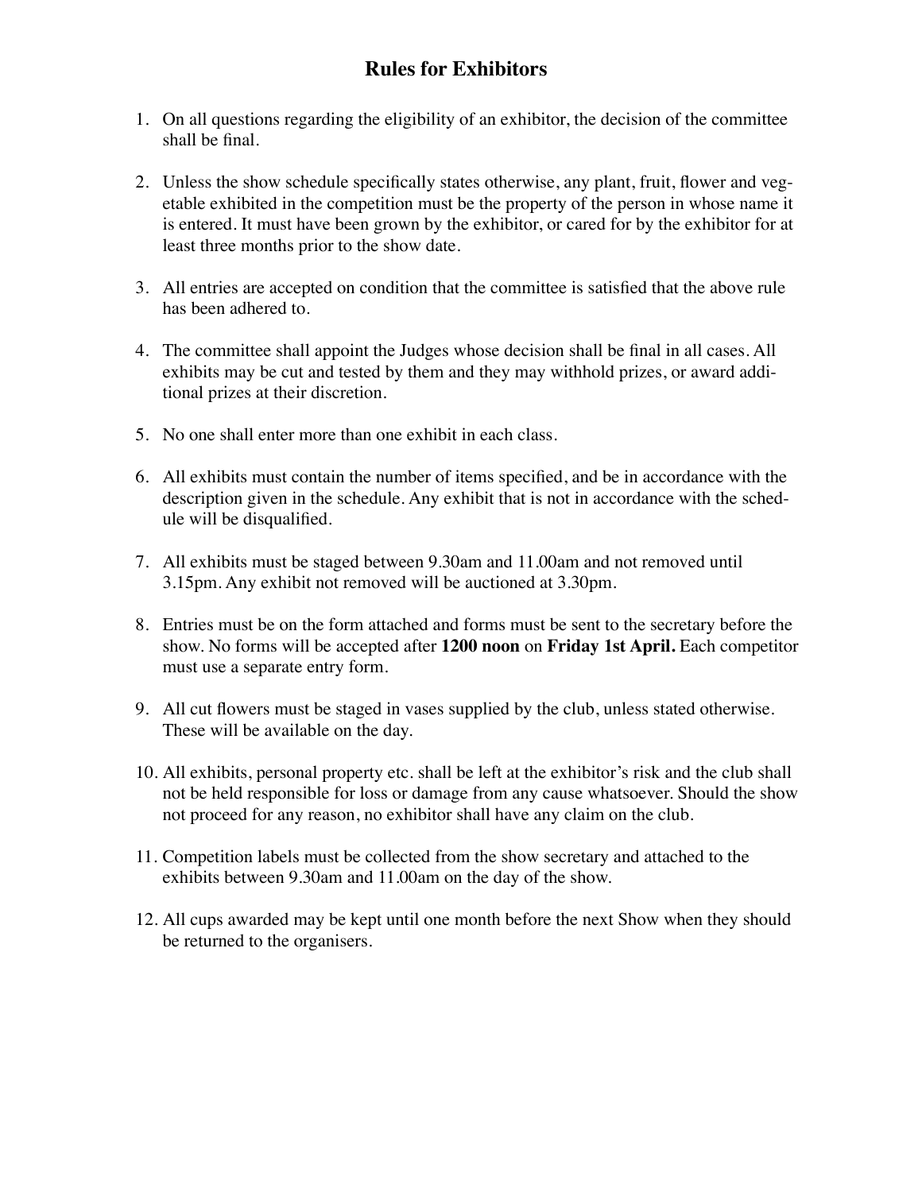# Rules for Exhibitors

1. On all questions regarding the eligibility of an exhibitor, the decision of the committee shall be final.

2. Unless the show schedule specifically states otherwise, any plant, fruit, flower and vegetable exhibited in the competition must be the property of the person in whose name it is entered. It must have been grown by the exhibitor, or cared for by the exhibitor for at least three months prior to the show date.

3. All entries are accepted on condition that the committee is satisfied that the above rule has been adhered to.

4. The committee shall appoint the Judges whose decision shall be final in all cases. All exhibits may be cut and tested by them and they may withhold prizes, or award additional prizes at their discretion.

5. No one shall enter more than one exhibit in each class.

6. All exhibits must contain the number of items specified, and be in accordance with the description given in the schedule. Any exhibit that is not in accordance with the schedule will be disqualified.

7. All exhibits must be staged between 9.30am and 11.00am and not removed until 3.15pm. Any exhibit not removed will be auctioned at 3.30pm.

8. Entries must be on the form attached and forms must be sent to the secretary before the show. No forms will be accepted after **1200 noon** on **Friday 1st April.** Each competitor must use a separate entry form.

9. All cut flowers must be staged in vases supplied by the club, unless stated otherwise. These will be available on the day.

10. All exhibits, personal property etc. shall be left at the exhibitor's risk and the club shall not be held responsible for loss or damage from any cause whatsoever. Should the show not proceed for any reason, no exhibitor shall have any claim on the club.

11. Competition labels must be collected from the show secretary and attached to the exhibits between 9.30am and 11.00am on the day of the show.

12. All cups awarded may be kept until one month before the next Show when they should be returned to the organisers.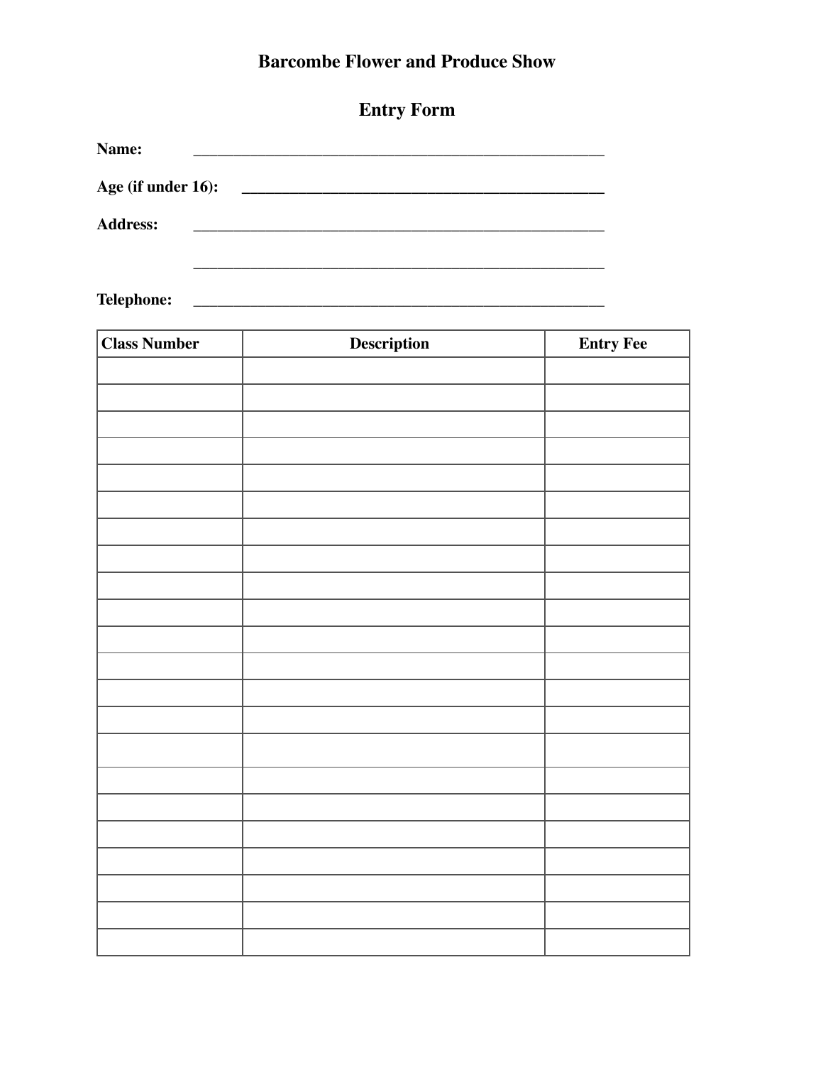# Barcombe Flower and Produce Show

## Entry Form

**Name:** ______________________________________________________

**Age (if under 16):** ______________________________________________

**Address:** ______________________________________________________

______________________________________________________

**Telephone:** ______________________________________________________

| Class Number | Description | Entry Fee |
|---|---|---|
| | | |
| | | |
| | | |
| | | |
| | | |
| | | |
| | | |
| | | |
| | | |
| | | |
| | | |
| | | |
| | | |
| | | |
| | | |
| | | |
| | | |
| | | |
| | | |
| | | |
| | | |
| | | |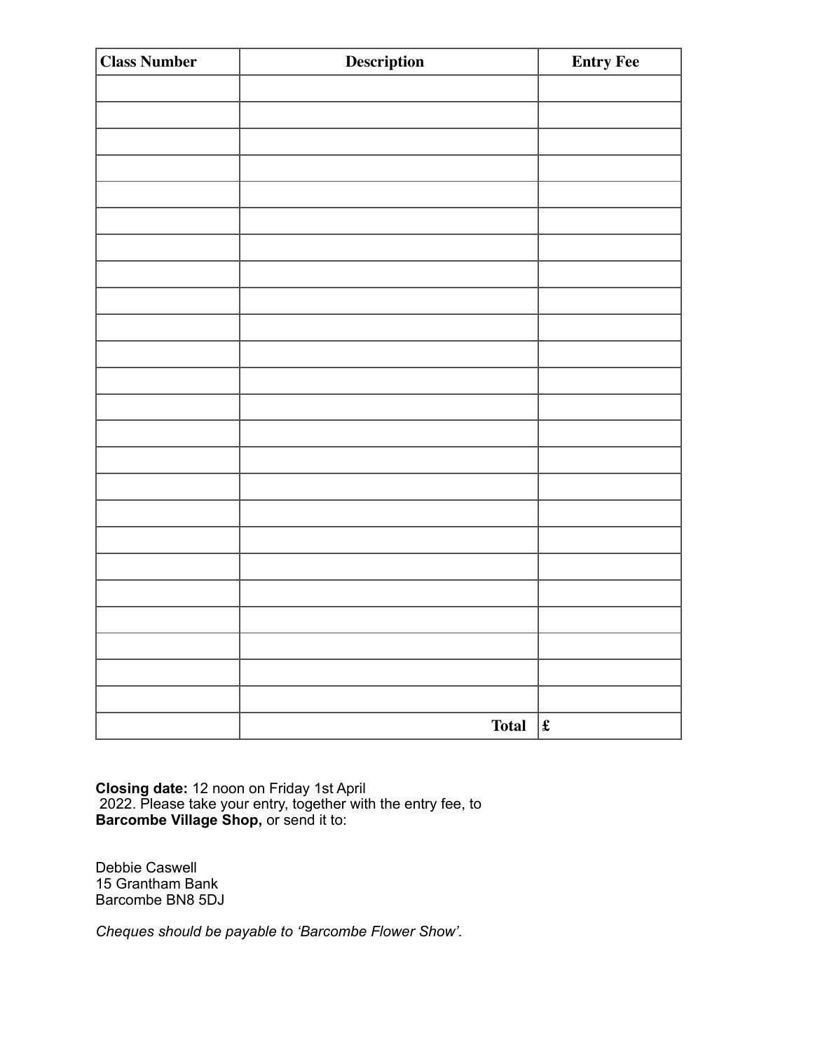| Class Number | Description | Entry Fee |
|---|---|---|
| | | |
| | | |
| | | |
| | | |
| | | |
| | | |
| | | |
| | | |
| | | |
| | | |
| | | |
| | | |
| | | |
| | | |
| | | |
| | | |
| | | |
| | | |
| | | |
| | | |
| | | |
| | | |
| | | |
| | | |
| | **Total** | **£** |

**Closing date:** 12 noon on Friday 1st April 2022. Please take your entry, together with the entry fee, to **Barcombe Village Shop,** or send it to:

Debbie Caswell
15 Grantham Bank
Barcombe BN8 5DJ

*Cheques should be payable to 'Barcombe Flower Show'.*